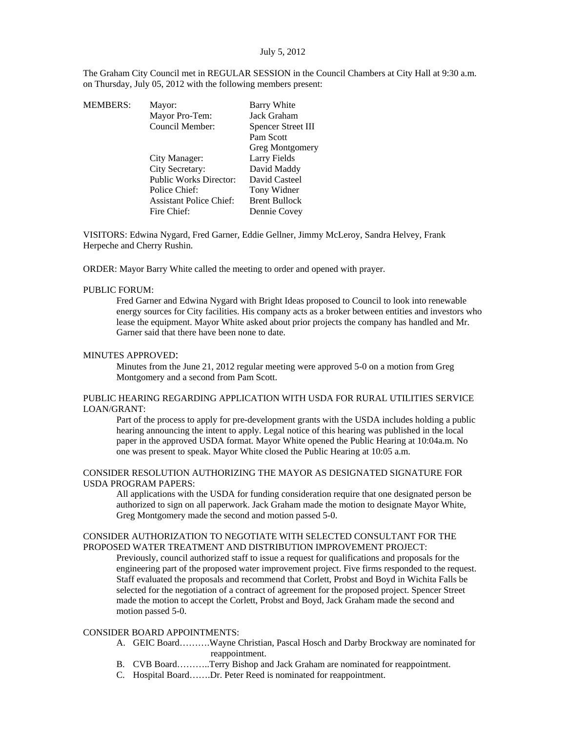July 5, 2012

The Graham City Council met in REGULAR SESSION in the Council Chambers at City Hall at 9:30 a.m. on Thursday, July 05, 2012 with the following members present:

| MEMBERS: | Mayor: | Barry White |
|---|---|---|
| | Mayor Pro-Tem: | Jack Graham |
| | Council Member: | Spencer Street III |
| | | Pam Scott |
| | | Greg Montgomery |
| | City Manager: | Larry Fields |
| | City Secretary: | David Maddy |
| | Public Works Director: | David Casteel |
| | Police Chief: | Tony Widner |
| | Assistant Police Chief: | Brent Bullock |
| | Fire Chief: | Dennie Covey |

VISITORS: Edwina Nygard, Fred Garner, Eddie Gellner, Jimmy McLeroy, Sandra Helvey, Frank Herpeche and Cherry Rushin.

ORDER: Mayor Barry White called the meeting to order and opened with prayer.

PUBLIC FORUM:

Fred Garner and Edwina Nygard with Bright Ideas proposed to Council to look into renewable energy sources for City facilities. His company acts as a broker between entities and investors who lease the equipment. Mayor White asked about prior projects the company has handled and Mr. Garner said that there have been none to date.

MINUTES APPROVED:

Minutes from the June 21, 2012 regular meeting were approved 5-0 on a motion from Greg Montgomery and a second from Pam Scott.

PUBLIC HEARING REGARDING APPLICATION WITH USDA FOR RURAL UTILITIES SERVICE LOAN/GRANT:

Part of the process to apply for pre-development grants with the USDA includes holding a public hearing announcing the intent to apply. Legal notice of this hearing was published in the local paper in the approved USDA format. Mayor White opened the Public Hearing at 10:04a.m. No one was present to speak. Mayor White closed the Public Hearing at 10:05 a.m.

CONSIDER RESOLUTION AUTHORIZING THE MAYOR AS DESIGNATED SIGNATURE FOR USDA PROGRAM PAPERS:

All applications with the USDA for funding consideration require that one designated person be authorized to sign on all paperwork. Jack Graham made the motion to designate Mayor White, Greg Montgomery made the second and motion passed 5-0.

CONSIDER AUTHORIZATION TO NEGOTIATE WITH SELECTED CONSULTANT FOR THE PROPOSED WATER TREATMENT AND DISTRIBUTION IMPROVEMENT PROJECT:

Previously, council authorized staff to issue a request for qualifications and proposals for the engineering part of the proposed water improvement project. Five firms responded to the request. Staff evaluated the proposals and recommend that Corlett, Probst and Boyd in Wichita Falls be selected for the negotiation of a contract of agreement for the proposed project. Spencer Street made the motion to accept the Corlett, Probst and Boyd, Jack Graham made the second and motion passed 5-0.

CONSIDER BOARD APPOINTMENTS:

A. GEIC Board……….Wayne Christian, Pascal Hosch and Darby Brockway are nominated for reappointment.
B. CVB Board………..Terry Bishop and Jack Graham are nominated for reappointment.
C. Hospital Board…….Dr. Peter Reed is nominated for reappointment.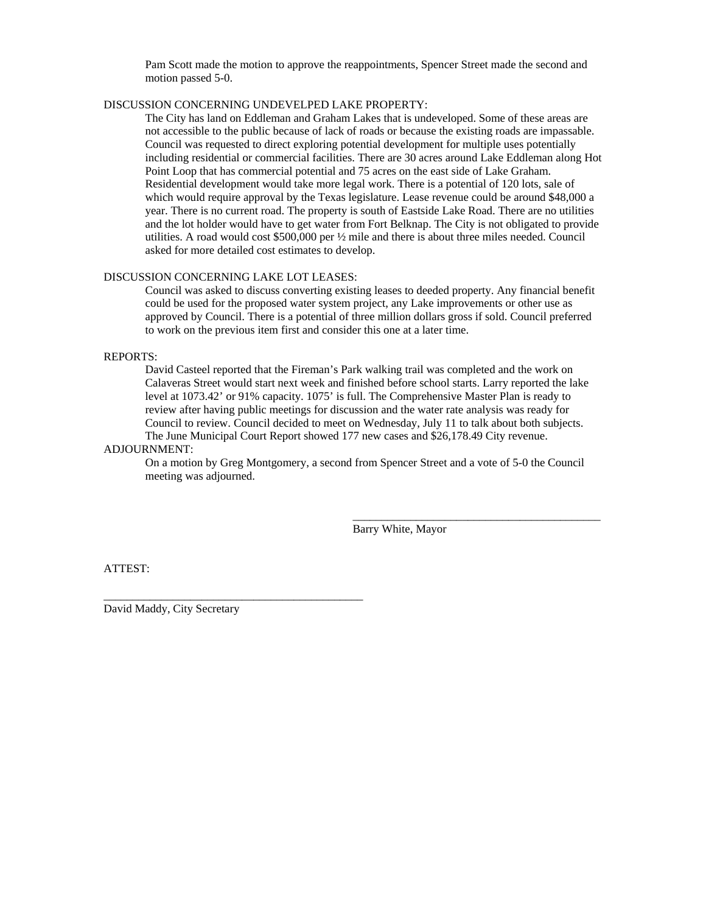Pam Scott made the motion to approve the reappointments, Spencer Street made the second and motion passed 5-0.

DISCUSSION CONCERNING UNDEVELPED LAKE PROPERTY:

The City has land on Eddleman and Graham Lakes that is undeveloped. Some of these areas are not accessible to the public because of lack of roads or because the existing roads are impassable. Council was requested to direct exploring potential development for multiple uses potentially including residential or commercial facilities. There are 30 acres around Lake Eddleman along Hot Point Loop that has commercial potential and 75 acres on the east side of Lake Graham. Residential development would take more legal work. There is a potential of 120 lots, sale of which would require approval by the Texas legislature. Lease revenue could be around $48,000 a year. There is no current road. The property is south of Eastside Lake Road. There are no utilities and the lot holder would have to get water from Fort Belknap. The City is not obligated to provide utilities. A road would cost $500,000 per ½ mile and there is about three miles needed. Council asked for more detailed cost estimates to develop.

DISCUSSION CONCERNING LAKE LOT LEASES:

Council was asked to discuss converting existing leases to deeded property. Any financial benefit could be used for the proposed water system project, any Lake improvements or other use as approved by Council. There is a potential of three million dollars gross if sold. Council preferred to work on the previous item first and consider this one at a later time.

REPORTS:

David Casteel reported that the Fireman's Park walking trail was completed and the work on Calaveras Street would start next week and finished before school starts. Larry reported the lake level at 1073.42' or 91% capacity. 1075' is full. The Comprehensive Master Plan is ready to review after having public meetings for discussion and the water rate analysis was ready for Council to review. Council decided to meet on Wednesday, July 11 to talk about both subjects. The June Municipal Court Report showed 177 new cases and $26,178.49 City revenue.

ADJOURNMENT:

On a motion by Greg Montgomery, a second from Spencer Street and a vote of 5-0 the Council meeting was adjourned.

\_\_\_\_\_\_\_\_\_\_\_\_\_\_\_\_\_\_\_\_\_\_\_\_\_\_\_\_\_\_\_\_\_\_\_\_\_\_\_\_\_\_\_\_

Barry White, Mayor

ATTEST:

\_\_\_\_\_\_\_\_\_\_\_\_\_\_\_\_\_\_\_\_\_\_\_\_\_\_\_\_\_\_\_\_\_\_\_\_\_\_\_\_\_\_\_\_

David Maddy, City Secretary